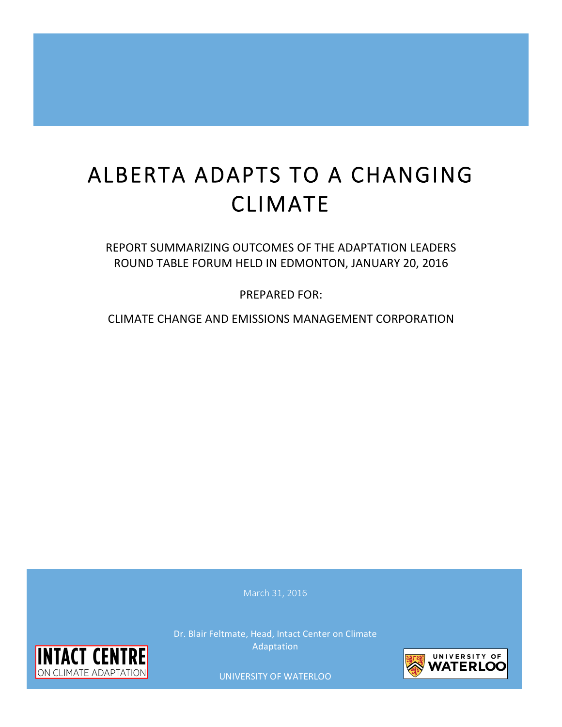# ALBERTA ADAPTS TO A CHANGING CLIMATE

REPORT SUMMARIZING OUTCOMES OF THE ADAPTATION LEADERS ROUND TABLE FORUM HELD IN EDMONTON, JANUARY 20, 2016

PREPARED FOR:

CLIMATE CHANGE AND EMISSIONS MANAGEMENT CORPORATION

March 31, 2016

Dr. Blair Feltmate, Head, Intact Center on Climate Adaptation

INTACT CENTRE ON CLIMATE ADAPTATION

UNIVERSITY OF WATERLOO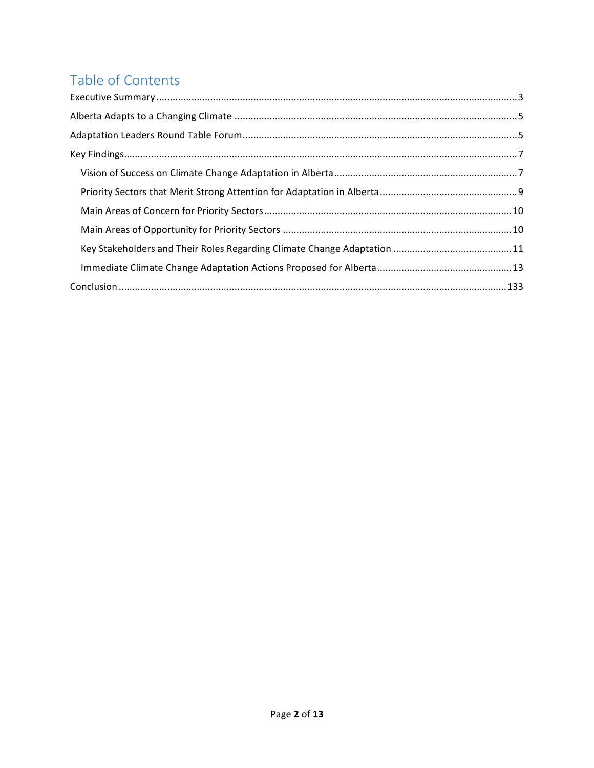# Table of Contents

Executive Summary .......................................................................................................................... 3

Alberta Adapts to a Changing Climate ............................................................................................. 5

Adaptation Leaders Round Table Forum .......................................................................................... 5

Key Findings...................................................................................................................................... 7

- Vision of Success on Climate Change Adaptation in Alberta ..................................................... 7
- Priority Sectors that Merit Strong Attention for Adaptation in Alberta .................................... 9
- Main Areas of Concern for Priority Sectors ............................................................................. 10
- Main Areas of Opportunity for Priority Sectors ...................................................................... 10
- Key Stakeholders and Their Roles Regarding Climate Change Adaptation ............................. 11
- Immediate Climate Change Adaptation Actions Proposed for Alberta ................................... 13

Conclusion ...................................................................................................................................... 133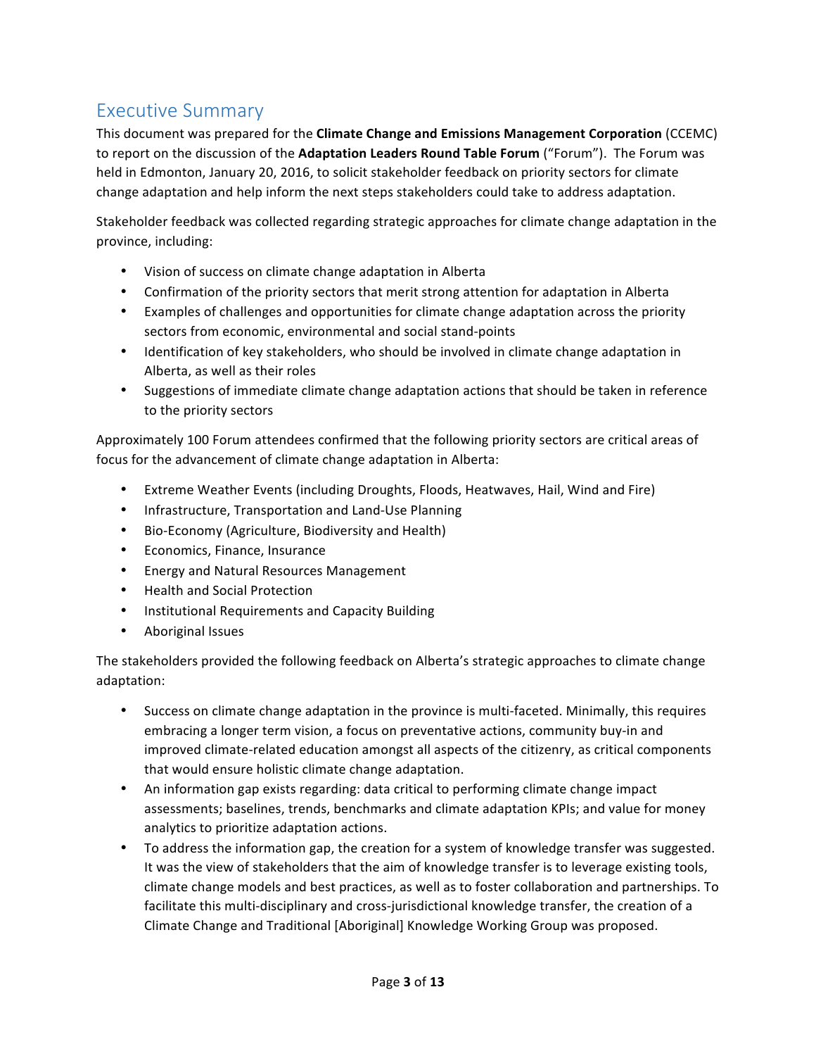## Executive Summary

This document was prepared for the **Climate Change and Emissions Management Corporation** (CCEMC) to report on the discussion of the **Adaptation Leaders Round Table Forum** ("Forum"). The Forum was held in Edmonton, January 20, 2016, to solicit stakeholder feedback on priority sectors for climate change adaptation and help inform the next steps stakeholders could take to address adaptation.

Stakeholder feedback was collected regarding strategic approaches for climate change adaptation in the province, including:

- Vision of success on climate change adaptation in Alberta
- Confirmation of the priority sectors that merit strong attention for adaptation in Alberta
- Examples of challenges and opportunities for climate change adaptation across the priority sectors from economic, environmental and social stand-points
- Identification of key stakeholders, who should be involved in climate change adaptation in Alberta, as well as their roles
- Suggestions of immediate climate change adaptation actions that should be taken in reference to the priority sectors

Approximately 100 Forum attendees confirmed that the following priority sectors are critical areas of focus for the advancement of climate change adaptation in Alberta:

- Extreme Weather Events (including Droughts, Floods, Heatwaves, Hail, Wind and Fire)
- Infrastructure, Transportation and Land-Use Planning
- Bio-Economy (Agriculture, Biodiversity and Health)
- Economics, Finance, Insurance
- Energy and Natural Resources Management
- Health and Social Protection
- Institutional Requirements and Capacity Building
- Aboriginal Issues

The stakeholders provided the following feedback on Alberta's strategic approaches to climate change adaptation:

- Success on climate change adaptation in the province is multi-faceted. Minimally, this requires embracing a longer term vision, a focus on preventative actions, community buy-in and improved climate-related education amongst all aspects of the citizenry, as critical components that would ensure holistic climate change adaptation.
- An information gap exists regarding: data critical to performing climate change impact assessments; baselines, trends, benchmarks and climate adaptation KPIs; and value for money analytics to prioritize adaptation actions.
- To address the information gap, the creation for a system of knowledge transfer was suggested. It was the view of stakeholders that the aim of knowledge transfer is to leverage existing tools, climate change models and best practices, as well as to foster collaboration and partnerships. To facilitate this multi-disciplinary and cross-jurisdictional knowledge transfer, the creation of a Climate Change and Traditional [Aboriginal] Knowledge Working Group was proposed.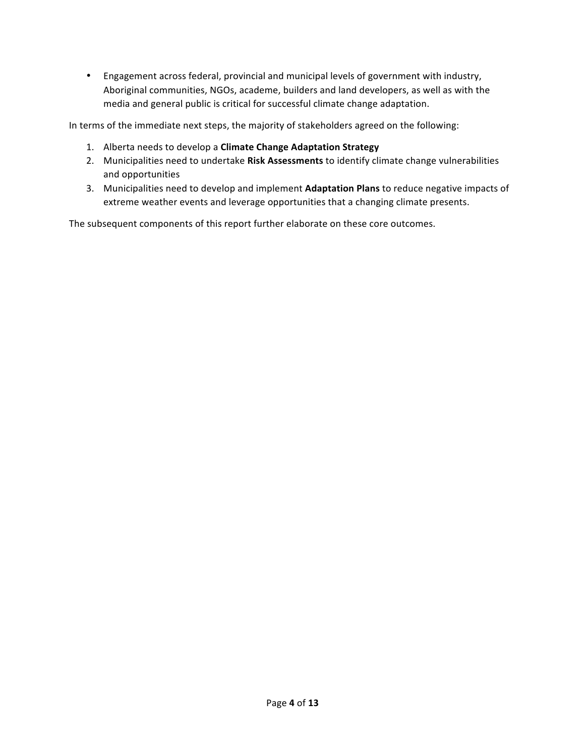- Engagement across federal, provincial and municipal levels of government with industry, Aboriginal communities, NGOs, academe, builders and land developers, as well as with the media and general public is critical for successful climate change adaptation.

In terms of the immediate next steps, the majority of stakeholders agreed on the following:

1. Alberta needs to develop a **Climate Change Adaptation Strategy**
2. Municipalities need to undertake **Risk Assessments** to identify climate change vulnerabilities and opportunities
3. Municipalities need to develop and implement **Adaptation Plans** to reduce negative impacts of extreme weather events and leverage opportunities that a changing climate presents.

The subsequent components of this report further elaborate on these core outcomes.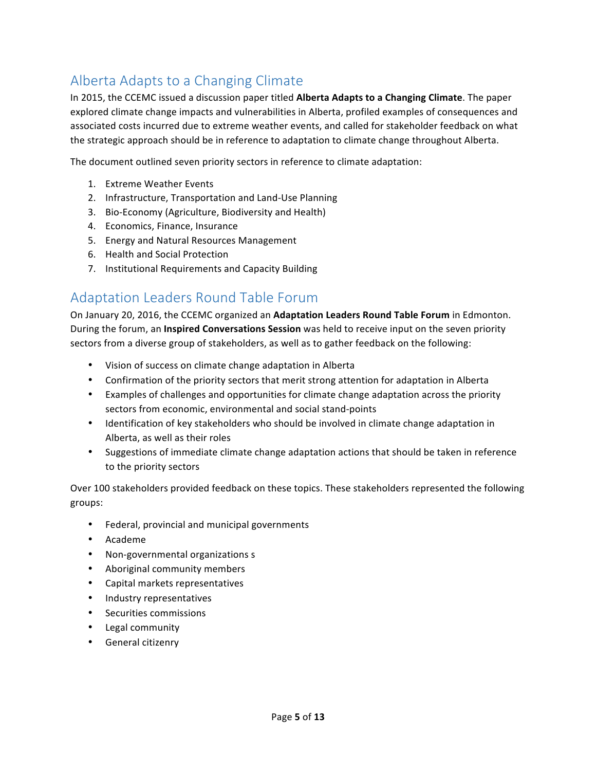## Alberta Adapts to a Changing Climate

In 2015, the CCEMC issued a discussion paper titled **Alberta Adapts to a Changing Climate**. The paper explored climate change impacts and vulnerabilities in Alberta, profiled examples of consequences and associated costs incurred due to extreme weather events, and called for stakeholder feedback on what the strategic approach should be in reference to adaptation to climate change throughout Alberta.

The document outlined seven priority sectors in reference to climate adaptation:

1. Extreme Weather Events
2. Infrastructure, Transportation and Land-Use Planning
3. Bio-Economy (Agriculture, Biodiversity and Health)
4. Economics, Finance, Insurance
5. Energy and Natural Resources Management
6. Health and Social Protection
7. Institutional Requirements and Capacity Building

## Adaptation Leaders Round Table Forum

On January 20, 2016, the CCEMC organized an **Adaptation Leaders Round Table Forum** in Edmonton. During the forum, an **Inspired Conversations Session** was held to receive input on the seven priority sectors from a diverse group of stakeholders, as well as to gather feedback on the following:

- Vision of success on climate change adaptation in Alberta
- Confirmation of the priority sectors that merit strong attention for adaptation in Alberta
- Examples of challenges and opportunities for climate change adaptation across the priority sectors from economic, environmental and social stand-points
- Identification of key stakeholders who should be involved in climate change adaptation in Alberta, as well as their roles
- Suggestions of immediate climate change adaptation actions that should be taken in reference to the priority sectors

Over 100 stakeholders provided feedback on these topics. These stakeholders represented the following groups:

- Federal, provincial and municipal governments
- Academe
- Non-governmental organizations s
- Aboriginal community members
- Capital markets representatives
- Industry representatives
- Securities commissions
- Legal community
- General citizenry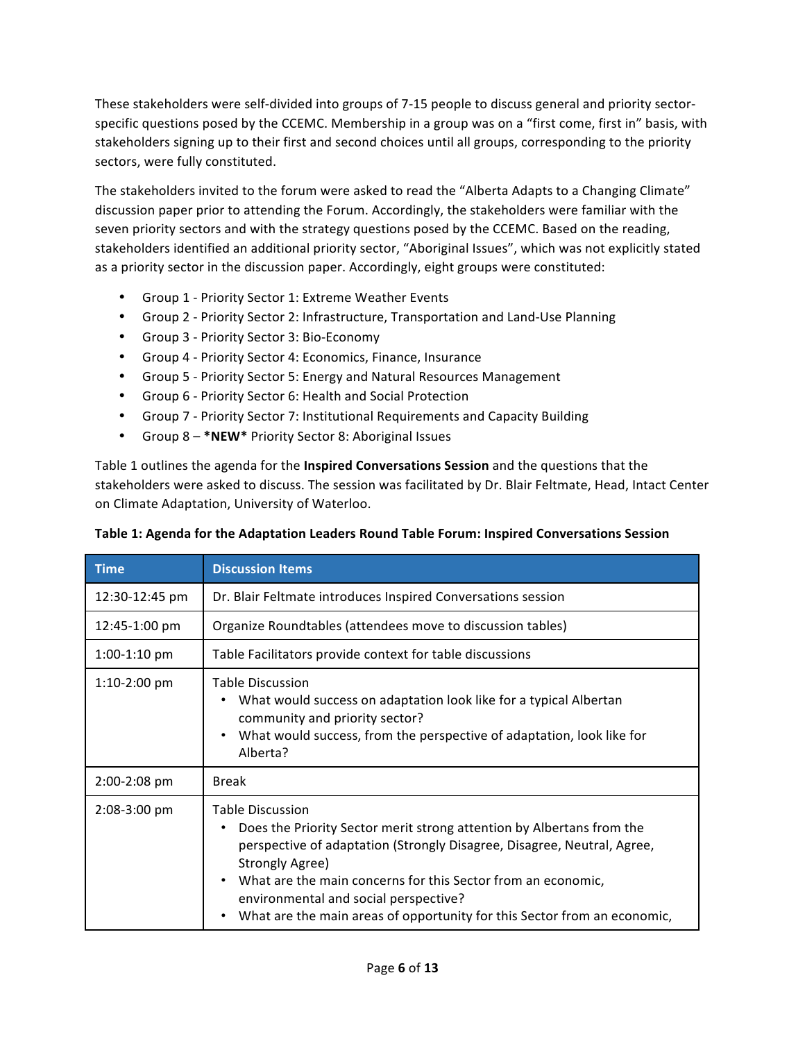These stakeholders were self-divided into groups of 7-15 people to discuss general and priority sector-specific questions posed by the CCEMC. Membership in a group was on a "first come, first in" basis, with stakeholders signing up to their first and second choices until all groups, corresponding to the priority sectors, were fully constituted.

The stakeholders invited to the forum were asked to read the "Alberta Adapts to a Changing Climate" discussion paper prior to attending the Forum. Accordingly, the stakeholders were familiar with the seven priority sectors and with the strategy questions posed by the CCEMC. Based on the reading, stakeholders identified an additional priority sector, "Aboriginal Issues", which was not explicitly stated as a priority sector in the discussion paper. Accordingly, eight groups were constituted:

- Group 1 - Priority Sector 1: Extreme Weather Events
- Group 2 - Priority Sector 2: Infrastructure, Transportation and Land-Use Planning
- Group 3 - Priority Sector 3: Bio-Economy
- Group 4 - Priority Sector 4: Economics, Finance, Insurance
- Group 5 - Priority Sector 5: Energy and Natural Resources Management
- Group 6 - Priority Sector 6: Health and Social Protection
- Group 7 - Priority Sector 7: Institutional Requirements and Capacity Building
- Group 8 – ***NEW*** Priority Sector 8: Aboriginal Issues

Table 1 outlines the agenda for the **Inspired Conversations Session** and the questions that the stakeholders were asked to discuss. The session was facilitated by Dr. Blair Feltmate, Head, Intact Center on Climate Adaptation, University of Waterloo.

**Table 1: Agenda for the Adaptation Leaders Round Table Forum: Inspired Conversations Session**

| Time | Discussion Items |
|---|---|
| 12:30-12:45 pm | Dr. Blair Feltmate introduces Inspired Conversations session |
| 12:45-1:00 pm | Organize Roundtables (attendees move to discussion tables) |
| 1:00-1:10 pm | Table Facilitators provide context for table discussions |
| 1:10-2:00 pm | Table Discussion<br>• What would success on adaptation look like for a typical Albertan community and priority sector?<br>• What would success, from the perspective of adaptation, look like for Alberta? |
| 2:00-2:08 pm | Break |
| 2:08-3:00 pm | Table Discussion<br>• Does the Priority Sector merit strong attention by Albertans from the perspective of adaptation (Strongly Disagree, Disagree, Neutral, Agree, Strongly Agree)<br>• What are the main concerns for this Sector from an economic, environmental and social perspective?<br>• What are the main areas of opportunity for this Sector from an economic, |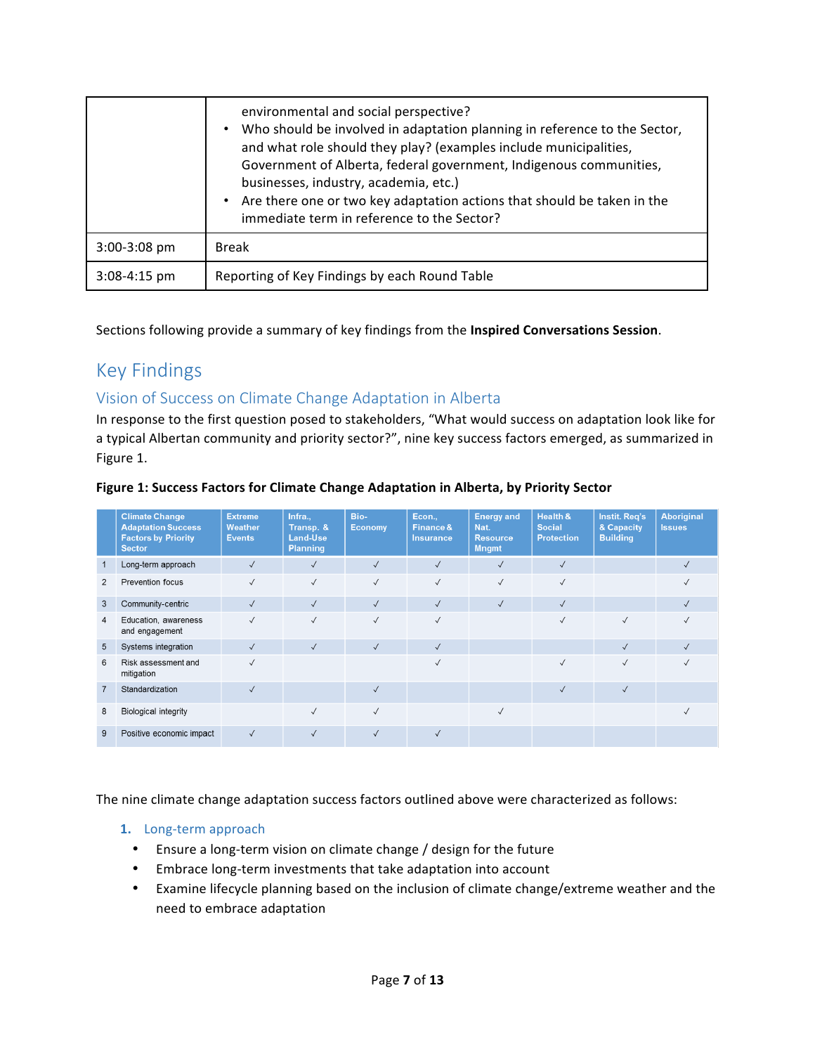| | environmental and social perspective?<br>• Who should be involved in adaptation planning in reference to the Sector, and what role should they play? (examples include municipalities, Government of Alberta, federal government, Indigenous communities, businesses, industry, academia, etc.)<br>• Are there one or two key adaptation actions that should be taken in the immediate term in reference to the Sector? |
|---|---|
| 3:00-3:08 pm | Break |
| 3:08-4:15 pm | Reporting of Key Findings by each Round Table |

Sections following provide a summary of key findings from the **Inspired Conversations Session**.

# Key Findings

## Vision of Success on Climate Change Adaptation in Alberta

In response to the first question posed to stakeholders, "What would success on adaptation look like for a typical Albertan community and priority sector?", nine key success factors emerged, as summarized in Figure 1.

**Figure 1: Success Factors for Climate Change Adaptation in Alberta, by Priority Sector**

| | Climate Change Adaptation Success Factors by Priority Sector | Extreme Weather Events | Infra., Transp. & Land-Use Planning | Bio-Economy | Econ., Finance & Insurance | Energy and Nat. Resource Mngmt | Health & Social Protection | Instit. Req's & Capacity Building | Aboriginal Issues |
|---|---|---|---|---|---|---|---|---|---|
| 1 | Long-term approach | ✓ | ✓ | ✓ | ✓ | ✓ | ✓ | | ✓ |
| 2 | Prevention focus | ✓ | ✓ | ✓ | ✓ | ✓ | ✓ | | ✓ |
| 3 | Community-centric | ✓ | ✓ | ✓ | ✓ | ✓ | ✓ | | ✓ |
| 4 | Education, awareness and engagement | ✓ | ✓ | ✓ | ✓ | | ✓ | ✓ | ✓ |
| 5 | Systems integration | ✓ | ✓ | ✓ | ✓ | | | ✓ | ✓ |
| 6 | Risk assessment and mitigation | ✓ | | | ✓ | | ✓ | ✓ | ✓ |
| 7 | Standardization | ✓ | | ✓ | | | ✓ | ✓ | |
| 8 | Biological integrity | | ✓ | ✓ | | ✓ | | | ✓ |
| 9 | Positive economic impact | ✓ | ✓ | ✓ | ✓ | | | | |

The nine climate change adaptation success factors outlined above were characterized as follows:

### 1. Long-term approach

- Ensure a long-term vision on climate change / design for the future
- Embrace long-term investments that take adaptation into account
- Examine lifecycle planning based on the inclusion of climate change/extreme weather and the need to embrace adaptation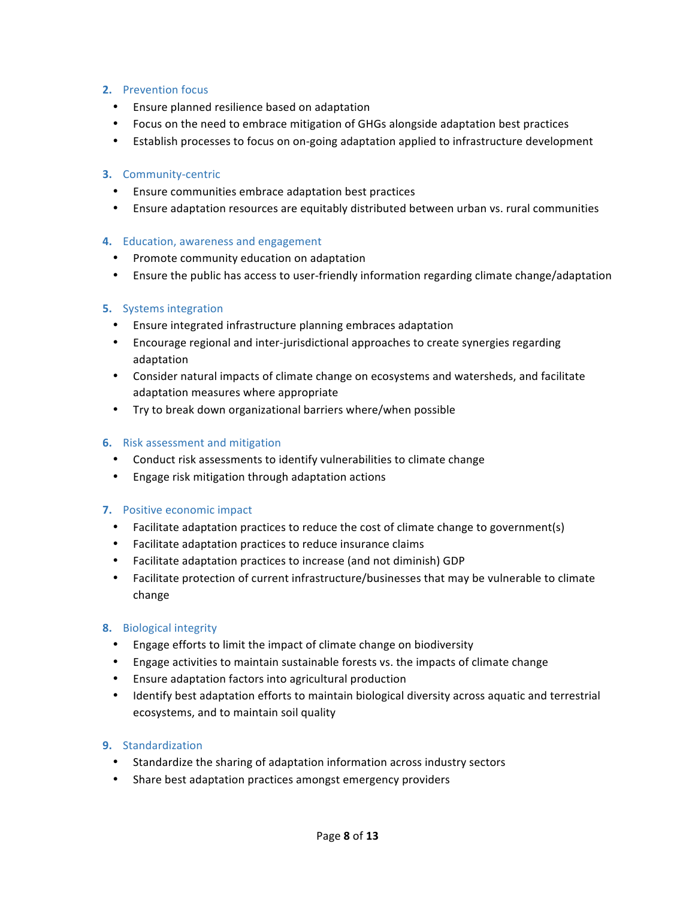2. Prevention focus
    - Ensure planned resilience based on adaptation
    - Focus on the need to embrace mitigation of GHGs alongside adaptation best practices
    - Establish processes to focus on on-going adaptation applied to infrastructure development

3. Community-centric
    - Ensure communities embrace adaptation best practices
    - Ensure adaptation resources are equitably distributed between urban vs. rural communities

4. Education, awareness and engagement
    - Promote community education on adaptation
    - Ensure the public has access to user-friendly information regarding climate change/adaptation

5. Systems integration
    - Ensure integrated infrastructure planning embraces adaptation
    - Encourage regional and inter-jurisdictional approaches to create synergies regarding adaptation
    - Consider natural impacts of climate change on ecosystems and watersheds, and facilitate adaptation measures where appropriate
    - Try to break down organizational barriers where/when possible

6. Risk assessment and mitigation
    - Conduct risk assessments to identify vulnerabilities to climate change
    - Engage risk mitigation through adaptation actions

7. Positive economic impact
    - Facilitate adaptation practices to reduce the cost of climate change to government(s)
    - Facilitate adaptation practices to reduce insurance claims
    - Facilitate adaptation practices to increase (and not diminish) GDP
    - Facilitate protection of current infrastructure/businesses that may be vulnerable to climate change

8. Biological integrity
    - Engage efforts to limit the impact of climate change on biodiversity
    - Engage activities to maintain sustainable forests vs. the impacts of climate change
    - Ensure adaptation factors into agricultural production
    - Identify best adaptation efforts to maintain biological diversity across aquatic and terrestrial ecosystems, and to maintain soil quality

9. Standardization
    - Standardize the sharing of adaptation information across industry sectors
    - Share best adaptation practices amongst emergency providers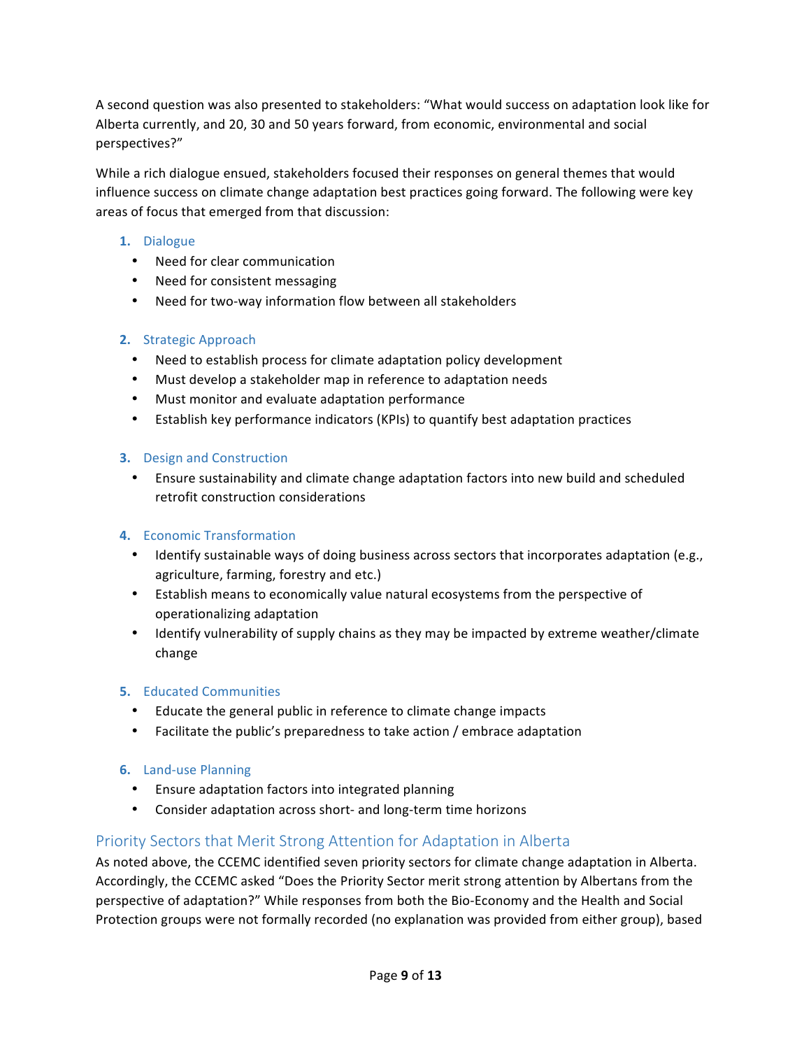A second question was also presented to stakeholders: "What would success on adaptation look like for Alberta currently, and 20, 30 and 50 years forward, from economic, environmental and social perspectives?"

While a rich dialogue ensued, stakeholders focused their responses on general themes that would influence success on climate change adaptation best practices going forward. The following were key areas of focus that emerged from that discussion:

1. Dialogue
    - Need for clear communication
    - Need for consistent messaging
    - Need for two-way information flow between all stakeholders

2. Strategic Approach
    - Need to establish process for climate adaptation policy development
    - Must develop a stakeholder map in reference to adaptation needs
    - Must monitor and evaluate adaptation performance
    - Establish key performance indicators (KPIs) to quantify best adaptation practices

3. Design and Construction
    - Ensure sustainability and climate change adaptation factors into new build and scheduled retrofit construction considerations

4. Economic Transformation
    - Identify sustainable ways of doing business across sectors that incorporates adaptation (e.g., agriculture, farming, forestry and etc.)
    - Establish means to economically value natural ecosystems from the perspective of operationalizing adaptation
    - Identify vulnerability of supply chains as they may be impacted by extreme weather/climate change

5. Educated Communities
    - Educate the general public in reference to climate change impacts
    - Facilitate the public's preparedness to take action / embrace adaptation

6. Land-use Planning
    - Ensure adaptation factors into integrated planning
    - Consider adaptation across short- and long-term time horizons

## Priority Sectors that Merit Strong Attention for Adaptation in Alberta

As noted above, the CCEMC identified seven priority sectors for climate change adaptation in Alberta. Accordingly, the CCEMC asked "Does the Priority Sector merit strong attention by Albertans from the perspective of adaptation?" While responses from both the Bio-Economy and the Health and Social Protection groups were not formally recorded (no explanation was provided from either group), based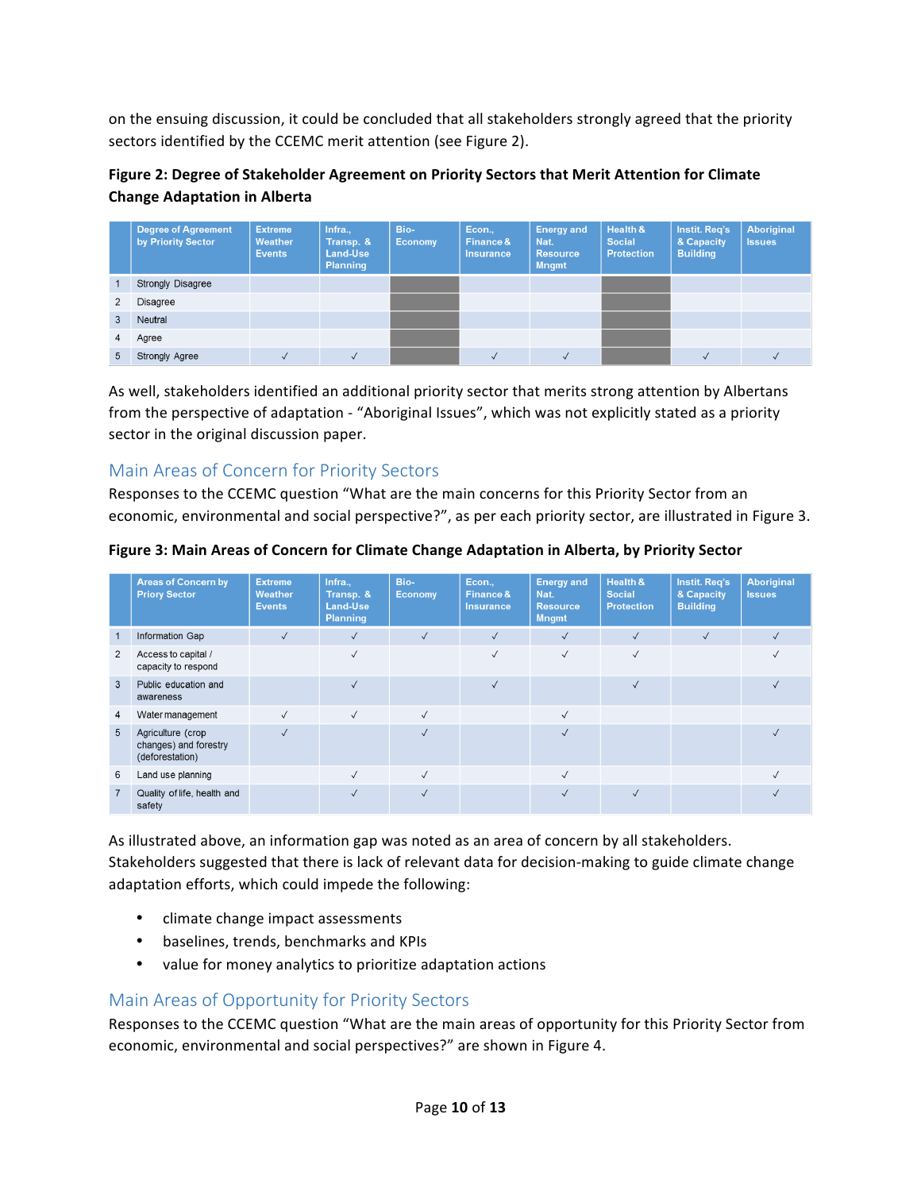on the ensuing discussion, it could be concluded that all stakeholders strongly agreed that the priority sectors identified by the CCEMC merit attention (see Figure 2).

**Figure 2: Degree of Stakeholder Agreement on Priority Sectors that Merit Attention for Climate Change Adaptation in Alberta**

| | Degree of Agreement by Priority Sector | Extreme Weather Events | Infra., Transp. & Land-Use Planning | Bio-Economy | Econ., Finance & Insurance | Energy and Nat. Resource Mngmt | Health & Social Protection | Instit. Req's & Capacity Building | Aboriginal Issues |
|---|---|---|---|---|---|---|---|---|---|
| 1 | Strongly Disagree | | | | | | | | |
| 2 | Disagree | | | | | | | | |
| 3 | Neutral | | | | | | | | |
| 4 | Agree | | | | | | | | |
| 5 | Strongly Agree | ✓ | ✓ | | ✓ | ✓ | | ✓ | ✓ |

As well, stakeholders identified an additional priority sector that merits strong attention by Albertans from the perspective of adaptation - "Aboriginal Issues", which was not explicitly stated as a priority sector in the original discussion paper.

## Main Areas of Concern for Priority Sectors

Responses to the CCEMC question "What are the main concerns for this Priority Sector from an economic, environmental and social perspective?", as per each priority sector, are illustrated in Figure 3.

**Figure 3: Main Areas of Concern for Climate Change Adaptation in Alberta, by Priority Sector**

| | Areas of Concern by Priory Sector | Extreme Weather Events | Infra., Transp. & Land-Use Planning | Bio-Economy | Econ., Finance & Insurance | Energy and Nat. Resource Mngmt | Health & Social Protection | Instit. Req's & Capacity Building | Aboriginal Issues |
|---|---|---|---|---|---|---|---|---|---|
| 1 | Information Gap | ✓ | ✓ | ✓ | ✓ | ✓ | ✓ | ✓ | ✓ |
| 2 | Access to capital / capacity to respond | | ✓ | | ✓ | ✓ | ✓ | | ✓ |
| 3 | Public education and awareness | | ✓ | | ✓ | | ✓ | | ✓ |
| 4 | Water management | ✓ | ✓ | ✓ | | ✓ | | | |
| 5 | Agriculture (crop changes) and forestry (deforestation) | ✓ | | ✓ | | ✓ | | | ✓ |
| 6 | Land use planning | | ✓ | ✓ | | ✓ | | | ✓ |
| 7 | Quality of life, health and safety | | ✓ | ✓ | | ✓ | ✓ | | ✓ |

As illustrated above, an information gap was noted as an area of concern by all stakeholders. Stakeholders suggested that there is lack of relevant data for decision-making to guide climate change adaptation efforts, which could impede the following:

- climate change impact assessments
- baselines, trends, benchmarks and KPIs
- value for money analytics to prioritize adaptation actions

## Main Areas of Opportunity for Priority Sectors

Responses to the CCEMC question "What are the main areas of opportunity for this Priority Sector from economic, environmental and social perspectives?" are shown in Figure 4.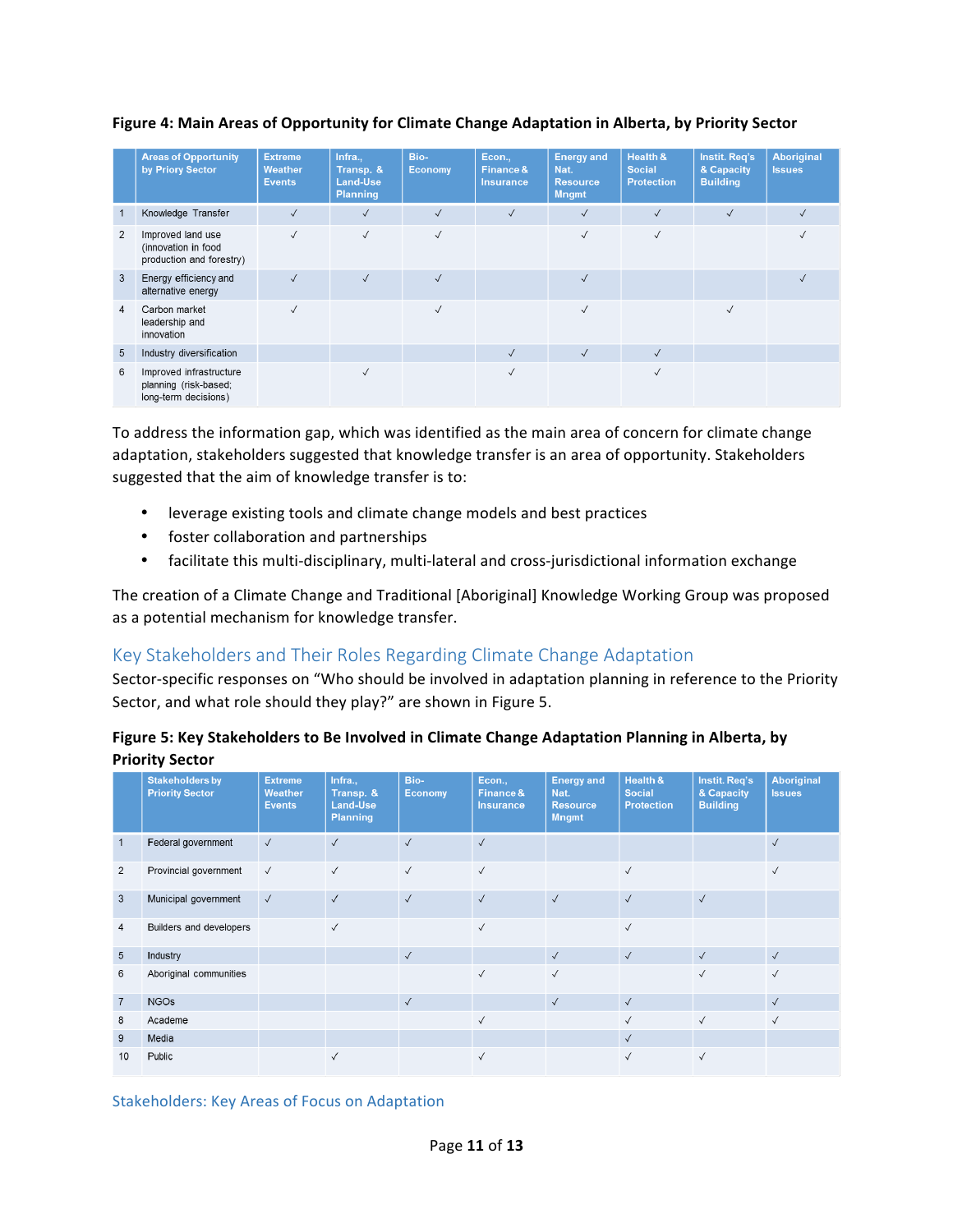**Figure 4: Main Areas of Opportunity for Climate Change Adaptation in Alberta, by Priority Sector**

| | Areas of Opportunity by Priory Sector | Extreme Weather Events | Infra., Transp. & Land-Use Planning | Bio-Economy | Econ., Finance & Insurance | Energy and Nat. Resource Mngmt | Health & Social Protection | Instit. Req's & Capacity Building | Aboriginal Issues |
|---|---|---|---|---|---|---|---|---|---|
| 1 | Knowledge Transfer | ✓ | ✓ | ✓ | ✓ | ✓ | ✓ | ✓ | ✓ |
| 2 | Improved land use (innovation in food production and forestry) | ✓ | ✓ | ✓ | | ✓ | ✓ | | ✓ |
| 3 | Energy efficiency and alternative energy | ✓ | ✓ | ✓ | | ✓ | | | ✓ |
| 4 | Carbon market leadership and innovation | ✓ | | ✓ | | ✓ | | ✓ | |
| 5 | Industry diversification | | | | ✓ | ✓ | ✓ | | |
| 6 | Improved infrastructure planning (risk-based; long-term decisions) | | ✓ | | ✓ | | ✓ | | |

To address the information gap, which was identified as the main area of concern for climate change adaptation, stakeholders suggested that knowledge transfer is an area of opportunity. Stakeholders suggested that the aim of knowledge transfer is to:

- leverage existing tools and climate change models and best practices
- foster collaboration and partnerships
- facilitate this multi-disciplinary, multi-lateral and cross-jurisdictional information exchange

The creation of a Climate Change and Traditional [Aboriginal] Knowledge Working Group was proposed as a potential mechanism for knowledge transfer.

## Key Stakeholders and Their Roles Regarding Climate Change Adaptation

Sector-specific responses on "Who should be involved in adaptation planning in reference to the Priority Sector, and what role should they play?" are shown in Figure 5.

**Figure 5: Key Stakeholders to Be Involved in Climate Change Adaptation Planning in Alberta, by Priority Sector**

| | Stakeholders by Priority Sector | Extreme Weather Events | Infra., Transp. & Land-Use Planning | Bio-Economy | Econ., Finance & Insurance | Energy and Nat. Resource Mngmt | Health & Social Protection | Instit. Req's & Capacity Building | Aboriginal Issues |
|---|---|---|---|---|---|---|---|---|---|
| 1 | Federal government | ✓ | ✓ | ✓ | ✓ | | | | ✓ |
| 2 | Provincial government | ✓ | ✓ | ✓ | ✓ | | ✓ | | ✓ |
| 3 | Municipal government | ✓ | ✓ | ✓ | ✓ | ✓ | ✓ | ✓ | |
| 4 | Builders and developers | | ✓ | | ✓ | | ✓ | | |
| 5 | Industry | | | ✓ | | ✓ | ✓ | ✓ | ✓ |
| 6 | Aboriginal communities | | | | ✓ | ✓ | | ✓ | ✓ |
| 7 | NGOs | | | ✓ | | ✓ | ✓ | | ✓ |
| 8 | Academe | | | | ✓ | | ✓ | ✓ | ✓ |
| 9 | Media | | | | | | ✓ | | |
| 10 | Public | | ✓ | | ✓ | | ✓ | ✓ | |

### Stakeholders: Key Areas of Focus on Adaptation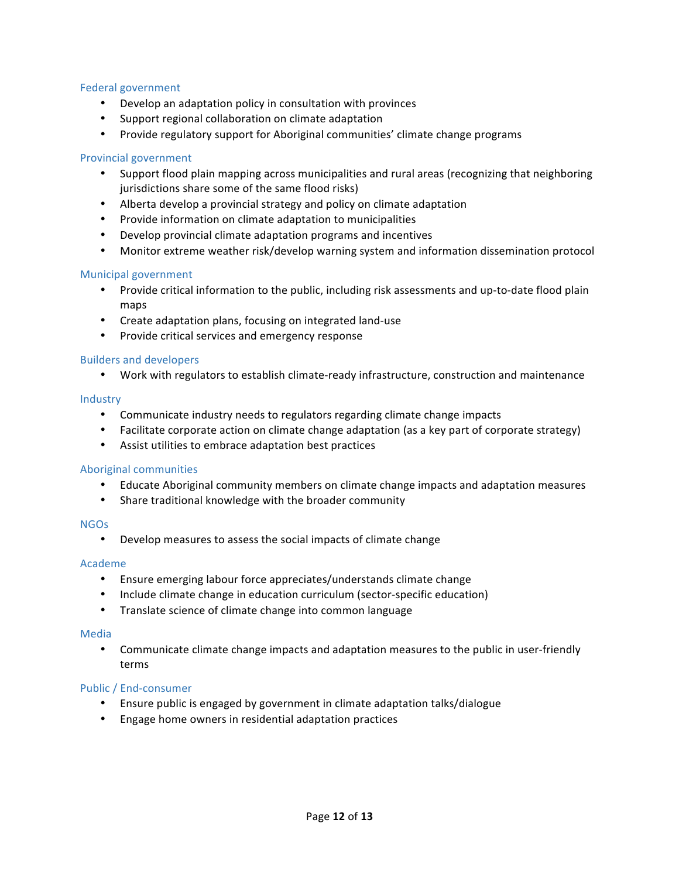### Federal government

- Develop an adaptation policy in consultation with provinces
- Support regional collaboration on climate adaptation
- Provide regulatory support for Aboriginal communities' climate change programs

### Provincial government

- Support flood plain mapping across municipalities and rural areas (recognizing that neighboring jurisdictions share some of the same flood risks)
- Alberta develop a provincial strategy and policy on climate adaptation
- Provide information on climate adaptation to municipalities
- Develop provincial climate adaptation programs and incentives
- Monitor extreme weather risk/develop warning system and information dissemination protocol

### Municipal government

- Provide critical information to the public, including risk assessments and up-to-date flood plain maps
- Create adaptation plans, focusing on integrated land-use
- Provide critical services and emergency response

### Builders and developers

- Work with regulators to establish climate-ready infrastructure, construction and maintenance

### Industry

- Communicate industry needs to regulators regarding climate change impacts
- Facilitate corporate action on climate change adaptation (as a key part of corporate strategy)
- Assist utilities to embrace adaptation best practices

### Aboriginal communities

- Educate Aboriginal community members on climate change impacts and adaptation measures
- Share traditional knowledge with the broader community

### NGOs

- Develop measures to assess the social impacts of climate change

### Academe

- Ensure emerging labour force appreciates/understands climate change
- Include climate change in education curriculum (sector-specific education)
- Translate science of climate change into common language

### Media

- Communicate climate change impacts and adaptation measures to the public in user-friendly terms

### Public / End-consumer

- Ensure public is engaged by government in climate adaptation talks/dialogue
- Engage home owners in residential adaptation practices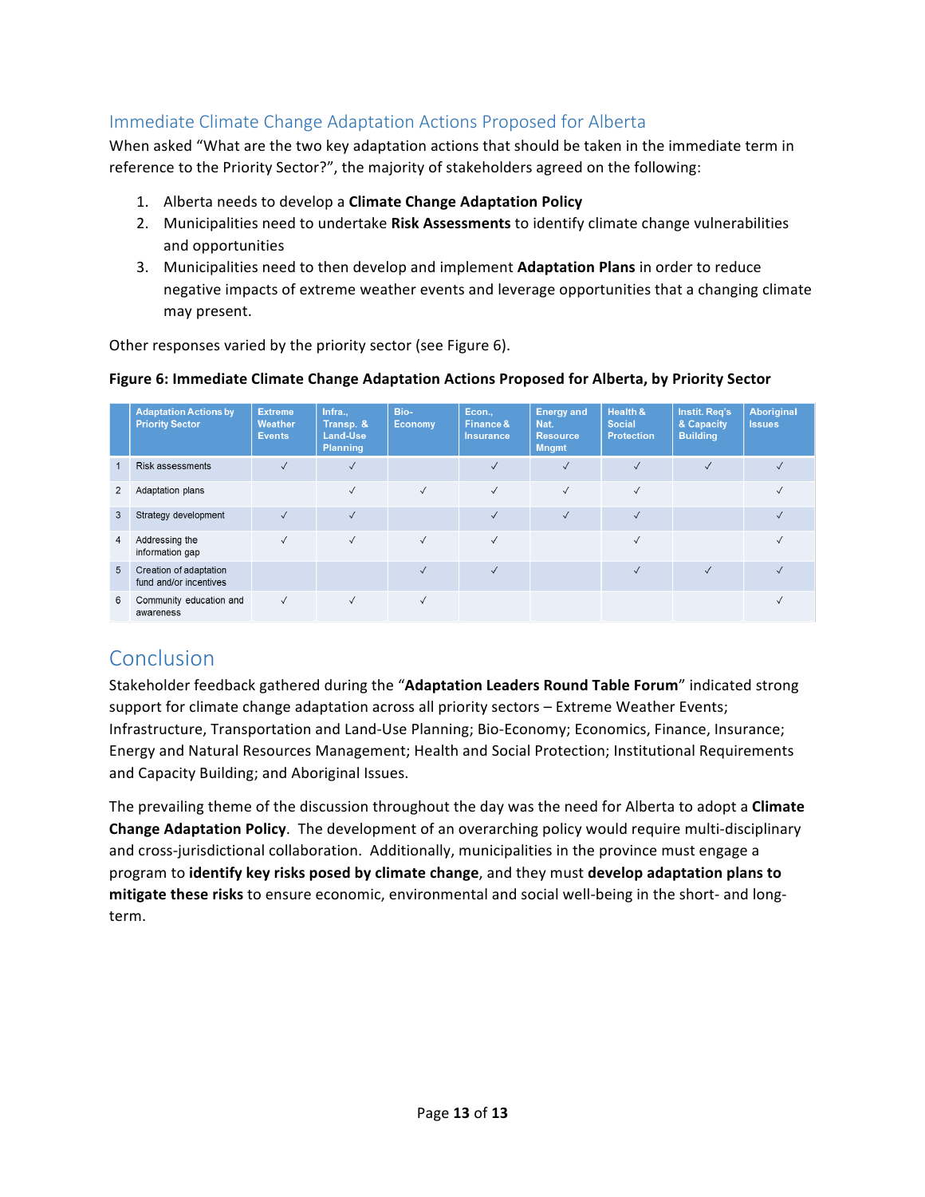## Immediate Climate Change Adaptation Actions Proposed for Alberta

When asked "What are the two key adaptation actions that should be taken in the immediate term in reference to the Priority Sector?", the majority of stakeholders agreed on the following:

1. Alberta needs to develop a **Climate Change Adaptation Policy**
2. Municipalities need to undertake **Risk Assessments** to identify climate change vulnerabilities and opportunities
3. Municipalities need to then develop and implement **Adaptation Plans** in order to reduce negative impacts of extreme weather events and leverage opportunities that a changing climate may present.

Other responses varied by the priority sector (see Figure 6).

**Figure 6: Immediate Climate Change Adaptation Actions Proposed for Alberta, by Priority Sector**

| | Adaptation Actions by Priority Sector | Extreme Weather Events | Infra., Transp. & Land-Use Planning | Bio-Economy | Econ., Finance & Insurance | Energy and Nat. Resource Mngmt | Health & Social Protection | Instit. Req's & Capacity Building | Aboriginal Issues |
|---|---|---|---|---|---|---|---|---|---|
| 1 | Risk assessments | ✓ | ✓ | | ✓ | ✓ | ✓ | ✓ | ✓ |
| 2 | Adaptation plans | | ✓ | ✓ | ✓ | ✓ | ✓ | | ✓ |
| 3 | Strategy development | ✓ | ✓ | | ✓ | ✓ | ✓ | | ✓ |
| 4 | Addressing the information gap | ✓ | ✓ | ✓ | ✓ | | ✓ | | ✓ |
| 5 | Creation of adaptation fund and/or incentives | | | ✓ | ✓ | | ✓ | ✓ | ✓ |
| 6 | Community education and awareness | ✓ | ✓ | ✓ | | | | | ✓ |

# Conclusion

Stakeholder feedback gathered during the "**Adaptation Leaders Round Table Forum**" indicated strong support for climate change adaptation across all priority sectors – Extreme Weather Events; Infrastructure, Transportation and Land-Use Planning; Bio-Economy; Economics, Finance, Insurance; Energy and Natural Resources Management; Health and Social Protection; Institutional Requirements and Capacity Building; and Aboriginal Issues.

The prevailing theme of the discussion throughout the day was the need for Alberta to adopt a **Climate Change Adaptation Policy**. The development of an overarching policy would require multi-disciplinary and cross-jurisdictional collaboration. Additionally, municipalities in the province must engage a program to **identify key risks posed by climate change**, and they must **develop adaptation plans to mitigate these risks** to ensure economic, environmental and social well-being in the short- and long-term.